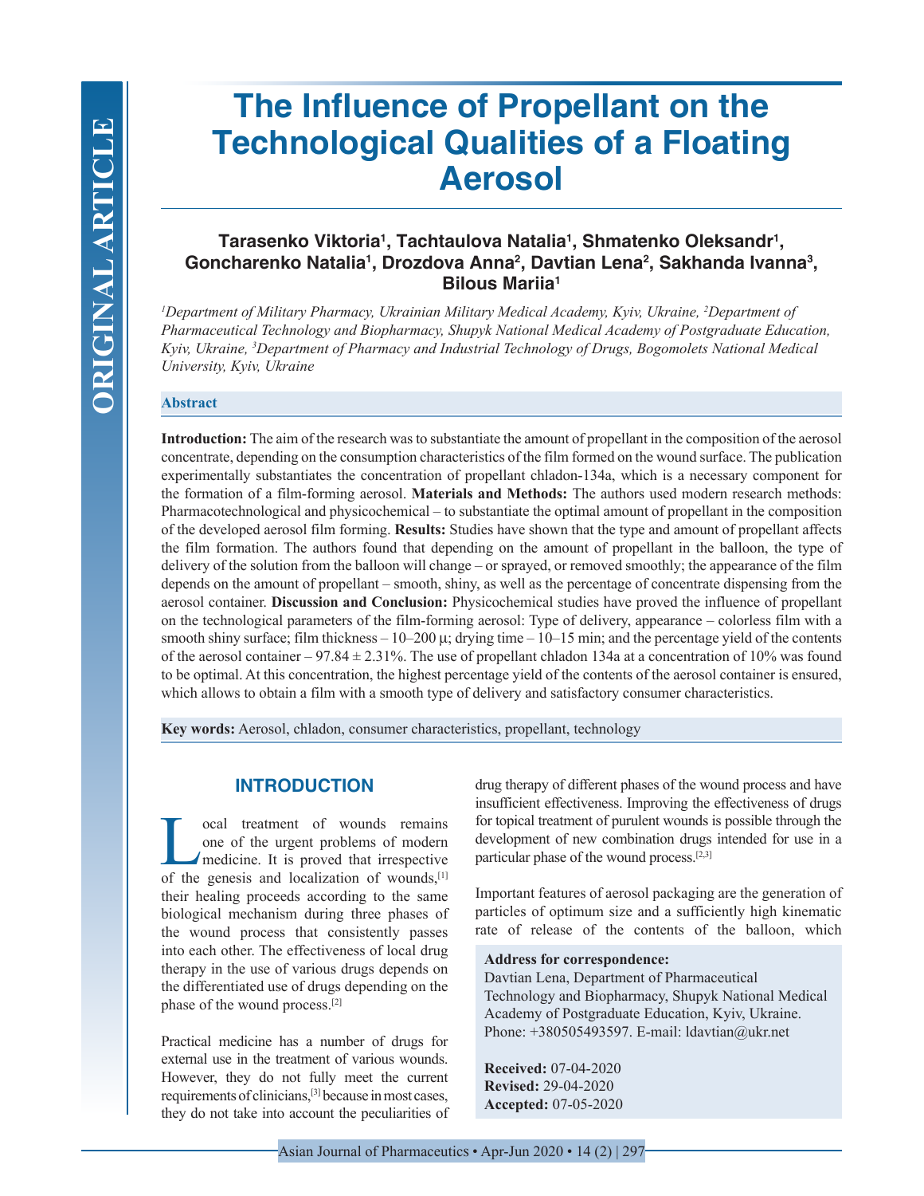ORIGINAL ARTICLE

# The Influence of Propellant on the Technological Qualities of a Floating Aerosol

**Tarasenko Viktoria[1], Tachtaulova Natalia[1], Shmatenko Oleksandr[1], Goncharenko Natalia[1], Drozdova Anna[2], Davtian Lena[2], Sakhanda Ivanna[3], Bilous Mariia[1]**

*[1]Department of Military Pharmacy, Ukrainian Military Medical Academy, Kyiv, Ukraine, [2]Department of Pharmaceutical Technology and Biopharmacy, Shupyk National Medical Academy of Postgraduate Education, Kyiv, Ukraine, [3]Department of Pharmacy and Industrial Technology of Drugs, Bogomolets National Medical University, Kyiv, Ukraine*

## Abstract

**Introduction:** The aim of the research was to substantiate the amount of propellant in the composition of the aerosol concentrate, depending on the consumption characteristics of the film formed on the wound surface. The publication experimentally substantiates the concentration of propellant chladon-134a, which is a necessary component for the formation of a film-forming aerosol. **Materials and Methods:** The authors used modern research methods: Pharmacotechnological and physicochemical – to substantiate the optimal amount of propellant in the composition of the developed aerosol film forming. **Results:** Studies have shown that the type and amount of propellant affects the film formation. The authors found that depending on the amount of propellant in the balloon, the type of delivery of the solution from the balloon will change – or sprayed, or removed smoothly; the appearance of the film depends on the amount of propellant – smooth, shiny, as well as the percentage of concentrate dispensing from the aerosol container. **Discussion and Conclusion:** Physicochemical studies have proved the influence of propellant on the technological parameters of the film-forming aerosol: Type of delivery, appearance – colorless film with a smooth shiny surface; film thickness – 10–200 μ; drying time – 10–15 min; and the percentage yield of the contents of the aerosol container – 97.84 ± 2.31%. The use of propellant chladon 134a at a concentration of 10% was found to be optimal. At this concentration, the highest percentage yield of the contents of the aerosol container is ensured, which allows to obtain a film with a smooth type of delivery and satisfactory consumer characteristics.

**Key words:** Aerosol, chladon, consumer characteristics, propellant, technology

## INTRODUCTION

Local treatment of wounds remains one of the urgent problems of modern medicine. It is proved that irrespective of the genesis and localization of wounds,[1] their healing proceeds according to the same biological mechanism during three phases of the wound process that consistently passes into each other. The effectiveness of local drug therapy in the use of various drugs depends on the differentiated use of drugs depending on the phase of the wound process.[2]

Practical medicine has a number of drugs for external use in the treatment of various wounds. However, they do not fully meet the current requirements of clinicians,[3] because in most cases, they do not take into account the peculiarities of drug therapy of different phases of the wound process and have insufficient effectiveness. Improving the effectiveness of drugs for topical treatment of purulent wounds is possible through the development of new combination drugs intended for use in a particular phase of the wound process.[2,3]

Important features of aerosol packaging are the generation of particles of optimum size and a sufficiently high kinematic rate of release of the contents of the balloon, which

**Address for correspondence:**
Davtian Lena, Department of Pharmaceutical Technology and Biopharmacy, Shupyk National Medical Academy of Postgraduate Education, Kyiv, Ukraine.
Phone: +380505493597. E-mail: ldavtian@ukr.net

**Received:** 07-04-2020
**Revised:** 29-04-2020
**Accepted:** 07-05-2020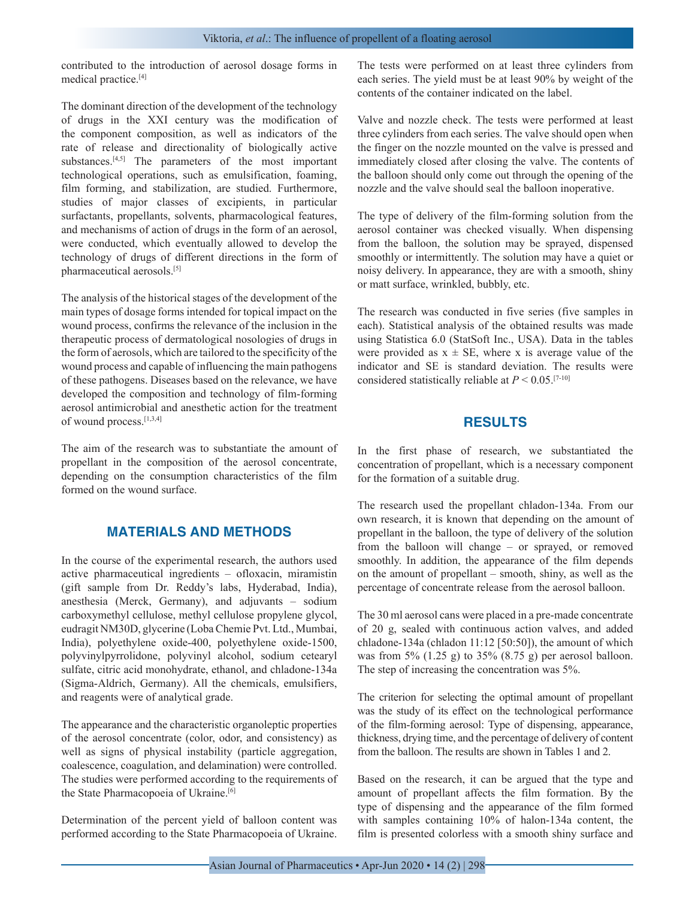contributed to the introduction of aerosol dosage forms in medical practice.[4]

The dominant direction of the development of the technology of drugs in the XXI century was the modification of the component composition, as well as indicators of the rate of release and directionality of biologically active substances.[4,5] The parameters of the most important technological operations, such as emulsification, foaming, film forming, and stabilization, are studied. Furthermore, studies of major classes of excipients, in particular surfactants, propellants, solvents, pharmacological features, and mechanisms of action of drugs in the form of an aerosol, were conducted, which eventually allowed to develop the technology of drugs of different directions in the form of pharmaceutical aerosols.[5]

The analysis of the historical stages of the development of the main types of dosage forms intended for topical impact on the wound process, confirms the relevance of the inclusion in the therapeutic process of dermatological nosologies of drugs in the form of aerosols, which are tailored to the specificity of the wound process and capable of influencing the main pathogens of these pathogens. Diseases based on the relevance, we have developed the composition and technology of film-forming aerosol antimicrobial and anesthetic action for the treatment of wound process.[1,3,4]

The aim of the research was to substantiate the amount of propellant in the composition of the aerosol concentrate, depending on the consumption characteristics of the film formed on the wound surface.

## MATERIALS AND METHODS

In the course of the experimental research, the authors used active pharmaceutical ingredients – ofloxacin, miramistin (gift sample from Dr. Reddy's labs, Hyderabad, India), anesthesia (Merck, Germany), and adjuvants – sodium carboxymethyl cellulose, methyl cellulose propylene glycol, eudragit NM30D, glycerine (Loba Chemie Pvt. Ltd., Mumbai, India), polyethylene oxide-400, polyethylene oxide-1500, polyvinylpyrrolidone, polyvinyl alcohol, sodium cetearyl sulfate, citric acid monohydrate, ethanol, and chladone-134a (Sigma-Aldrich, Germany). All the chemicals, emulsifiers, and reagents were of analytical grade.

The appearance and the characteristic organoleptic properties of the aerosol concentrate (color, odor, and consistency) as well as signs of physical instability (particle aggregation, coalescence, coagulation, and delamination) were controlled. The studies were performed according to the requirements of the State Pharmacopoeia of Ukraine.[6]

Determination of the percent yield of balloon content was performed according to the State Pharmacopoeia of Ukraine. The tests were performed on at least three cylinders from each series. The yield must be at least 90% by weight of the contents of the container indicated on the label.

Valve and nozzle check. The tests were performed at least three cylinders from each series. The valve should open when the finger on the nozzle mounted on the valve is pressed and immediately closed after closing the valve. The contents of the balloon should only come out through the opening of the nozzle and the valve should seal the balloon inoperative.

The type of delivery of the film-forming solution from the aerosol container was checked visually. When dispensing from the balloon, the solution may be sprayed, dispensed smoothly or intermittently. The solution may have a quiet or noisy delivery. In appearance, they are with a smooth, shiny or matt surface, wrinkled, bubbly, etc.

The research was conducted in five series (five samples in each). Statistical analysis of the obtained results was made using Statistica 6.0 (StatSoft Inc., USA). Data in the tables were provided as $x \pm SE$, where x is average value of the indicator and SE is standard deviation. The results were considered statistically reliable at $P < 0.05$.[7-10]

## RESULTS

In the first phase of research, we substantiated the concentration of propellant, which is a necessary component for the formation of a suitable drug.

The research used the propellant chladon-134a. From our own research, it is known that depending on the amount of propellant in the balloon, the type of delivery of the solution from the balloon will change – or sprayed, or removed smoothly. In addition, the appearance of the film depends on the amount of propellant – smooth, shiny, as well as the percentage of concentrate release from the aerosol balloon.

The 30 ml aerosol cans were placed in a pre-made concentrate of 20 g, sealed with continuous action valves, and added chladone-134a (chladon 11:12 [50:50]), the amount of which was from 5% (1.25 g) to 35% (8.75 g) per aerosol balloon. The step of increasing the concentration was 5%.

The criterion for selecting the optimal amount of propellant was the study of its effect on the technological performance of the film-forming aerosol: Type of dispensing, appearance, thickness, drying time, and the percentage of delivery of content from the balloon. The results are shown in Tables 1 and 2.

Based on the research, it can be argued that the type and amount of propellant affects the film formation. By the type of dispensing and the appearance of the film formed with samples containing 10% of halon-134a content, the film is presented colorless with a smooth shiny surface and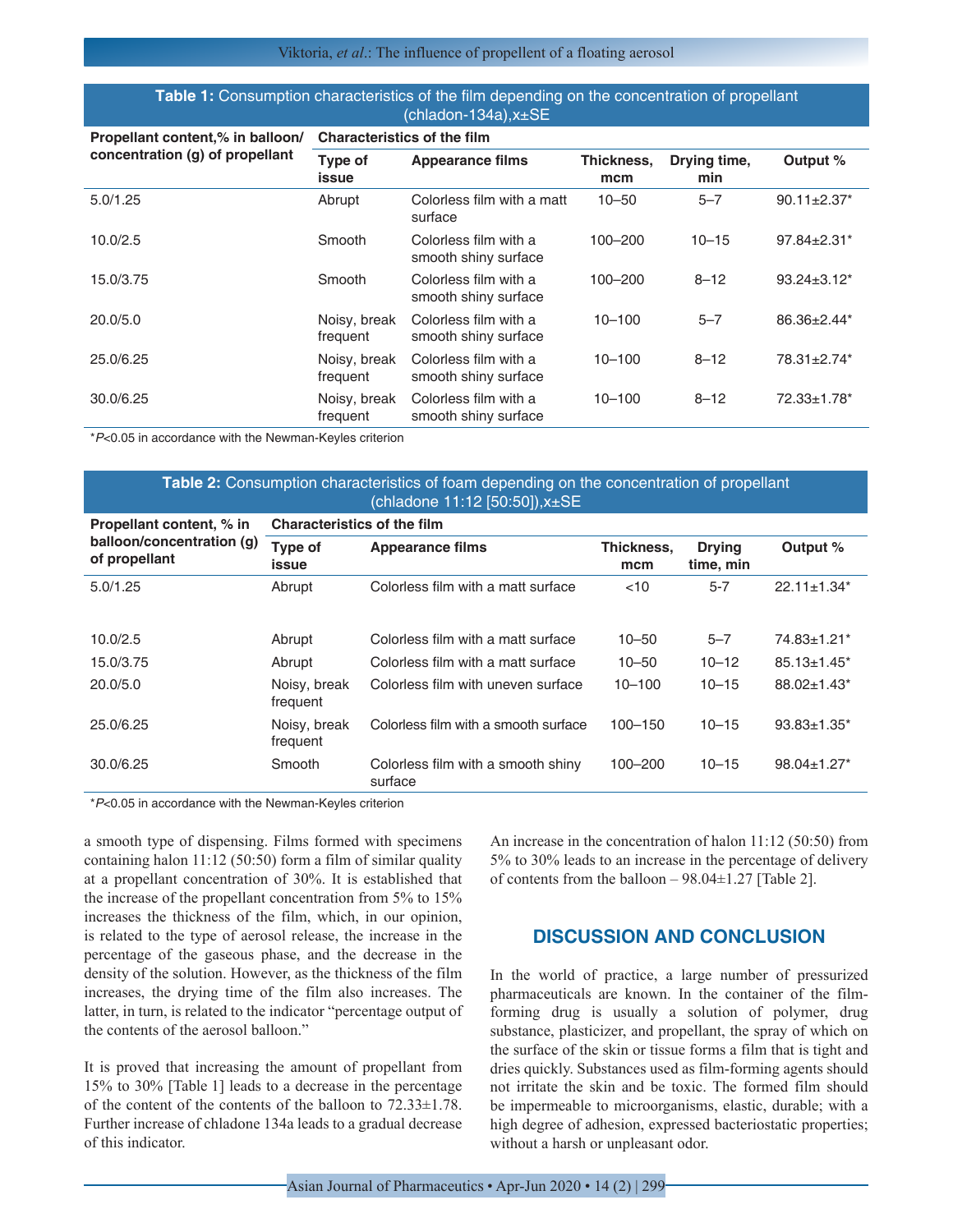**Table 1:** Consumption characteristics of the film depending on the concentration of propellant (chladon-134a), x±SE

| Propellant content,% in balloon/ concentration (g) of propellant | Characteristics of the film | | | | |
|---|---|---|---|---|---|
| | Type of issue | Appearance films | Thickness, mcm | Drying time, min | Output % |
| 5.0/1.25 | Abrupt | Colorless film with a matt surface | 10–50 | 5–7 | 90.11±2.37* |
| 10.0/2.5 | Smooth | Colorless film with a smooth shiny surface | 100–200 | 10–15 | 97.84±2.31* |
| 15.0/3.75 | Smooth | Colorless film with a smooth shiny surface | 100–200 | 8–12 | 93.24±3.12* |
| 20.0/5.0 | Noisy, break frequent | Colorless film with a smooth shiny surface | 10–100 | 5–7 | 86.36±2.44* |
| 25.0/6.25 | Noisy, break frequent | Colorless film with a smooth shiny surface | 10–100 | 8–12 | 78.31±2.74* |
| 30.0/6.25 | Noisy, break frequent | Colorless film with a smooth shiny surface | 10–100 | 8–12 | 72.33±1.78* |

*$P<0.05$ in accordance with the Newman-Keyles criterion

**Table 2:** Consumption characteristics of foam depending on the concentration of propellant (chladone 11:12 [50:50]), x±SE

| Propellant content, % in balloon/concentration (g) of propellant | Characteristics of the film | | | | |
|---|---|---|---|---|---|
| | Type of issue | Appearance films | Thickness, mcm | Drying time, min | Output % |
| 5.0/1.25 | Abrupt | Colorless film with a matt surface | <10 | 5-7 | 22.11±1.34* |
| 10.0/2.5 | Abrupt | Colorless film with a matt surface | 10–50 | 5–7 | 74.83±1.21* |
| 15.0/3.75 | Abrupt | Colorless film with a matt surface | 10–50 | 10–12 | 85.13±1.45* |
| 20.0/5.0 | Noisy, break frequent | Colorless film with uneven surface | 10–100 | 10–15 | 88.02±1.43* |
| 25.0/6.25 | Noisy, break frequent | Colorless film with a smooth surface | 100–150 | 10–15 | 93.83±1.35* |
| 30.0/6.25 | Smooth | Colorless film with a smooth shiny surface | 100–200 | 10–15 | 98.04±1.27* |

*$P<0.05$ in accordance with the Newman-Keyles criterion

a smooth type of dispensing. Films formed with specimens containing halon 11:12 (50:50) form a film of similar quality at a propellant concentration of 30%. It is established that the increase of the propellant concentration from 5% to 15% increases the thickness of the film, which, in our opinion, is related to the type of aerosol release, the increase in the percentage of the gaseous phase, and the decrease in the density of the solution. However, as the thickness of the film increases, the drying time of the film also increases. The latter, in turn, is related to the indicator "percentage output of the contents of the aerosol balloon."

It is proved that increasing the amount of propellant from 15% to 30% [Table 1] leads to a decrease in the percentage of the content of the contents of the balloon to 72.33±1.78. Further increase of chladone 134a leads to a gradual decrease of this indicator.

An increase in the concentration of halon 11:12 (50:50) from 5% to 30% leads to an increase in the percentage of delivery of contents from the balloon – 98.04±1.27 [Table 2].

## DISCUSSION AND CONCLUSION

In the world of practice, a large number of pressurized pharmaceuticals are known. In the container of the film-forming drug is usually a solution of polymer, drug substance, plasticizer, and propellant, the spray of which on the surface of the skin or tissue forms a film that is tight and dries quickly. Substances used as film-forming agents should not irritate the skin and be toxic. The formed film should be impermeable to microorganisms, elastic, durable; with a high degree of adhesion, expressed bacteriostatic properties; without a harsh or unpleasant odor.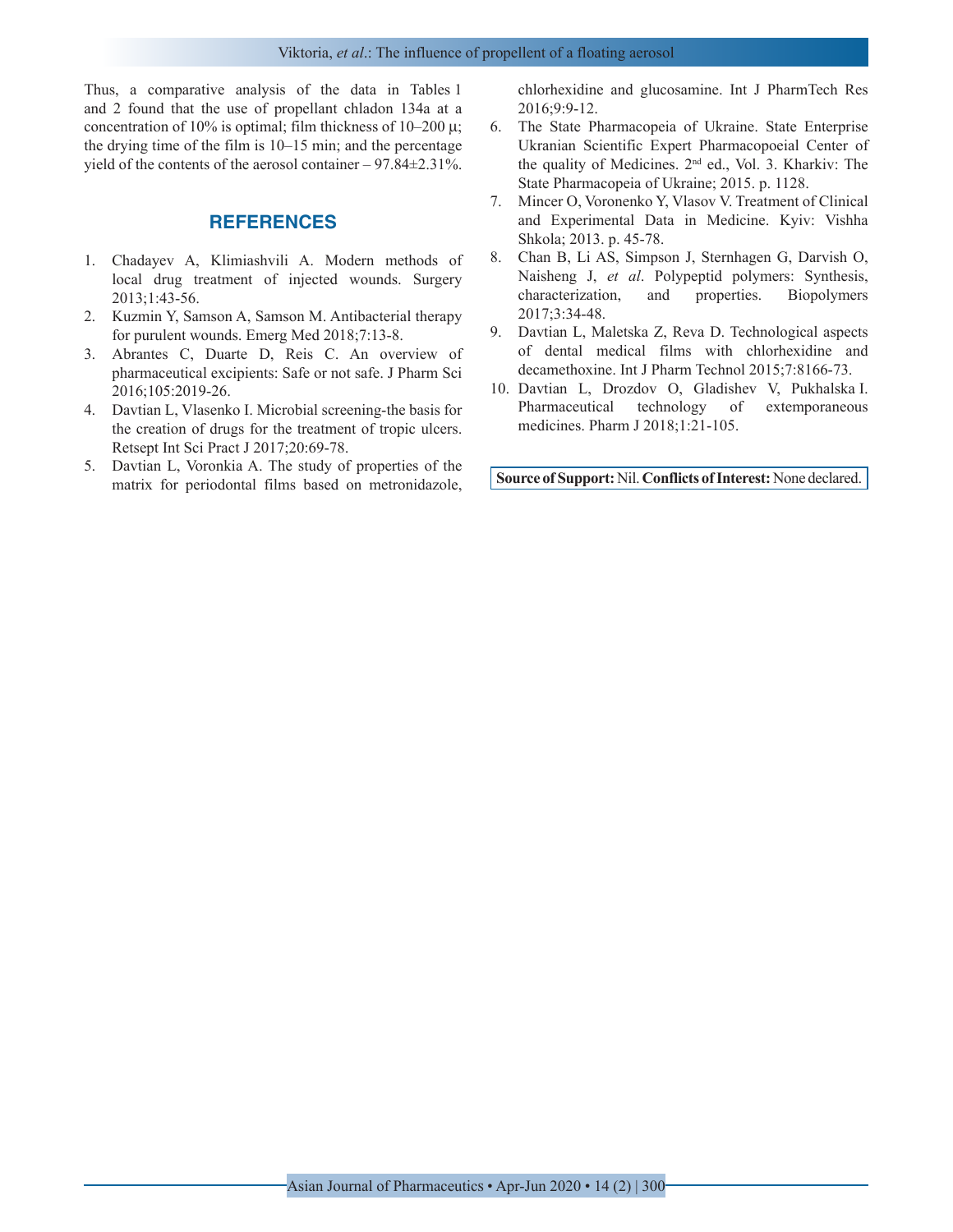Thus, a comparative analysis of the data in Tables 1 and 2 found that the use of propellant chladon 134a at a concentration of 10% is optimal; film thickness of 10–200 μ; the drying time of the film is 10–15 min; and the percentage yield of the contents of the aerosol container – 97.84±2.31%.

## REFERENCES

1. Chadayev A, Klimiashvili A. Modern methods of local drug treatment of injected wounds. Surgery 2013;1:43-56.
2. Kuzmin Y, Samson A, Samson M. Antibacterial therapy for purulent wounds. Emerg Med 2018;7:13-8.
3. Abrantes C, Duarte D, Reis C. An overview of pharmaceutical excipients: Safe or not safe. J Pharm Sci 2016;105:2019-26.
4. Davtian L, Vlasenko I. Microbial screening-the basis for the creation of drugs for the treatment of tropic ulcers. Retsept Int Sci Pract J 2017;20:69-78.
5. Davtian L, Voronkia A. The study of properties of the matrix for periodontal films based on metronidazole, chlorhexidine and glucosamine. Int J PharmTech Res 2016;9:9-12.
6. The State Pharmacopeia of Ukraine. State Enterprise Ukranian Scientific Expert Pharmacopoeial Center of the quality of Medicines. 2nd ed., Vol. 3. Kharkiv: The State Pharmacopeia of Ukraine; 2015. p. 1128.
7. Mincer O, Voronenko Y, Vlasov V. Treatment of Clinical and Experimental Data in Medicine. Kyiv: Vishha Shkola; 2013. p. 45-78.
8. Chan B, Li AS, Simpson J, Sternhagen G, Darvish O, Naisheng J, *et al*. Polypeptid polymers: Synthesis, characterization, and properties. Biopolymers 2017;3:34-48.
9. Davtian L, Maletska Z, Reva D. Technological aspects of dental medical films with chlorhexidine and decamethoxine. Int J Pharm Technol 2015;7:8166-73.
10. Davtian L, Drozdov O, Gladishev V, Pukhalska I. Pharmaceutical technology of extemporaneous medicines. Pharm J 2018;1:21-105.

**Source of Support:** Nil. **Conflicts of Interest:** None declared.